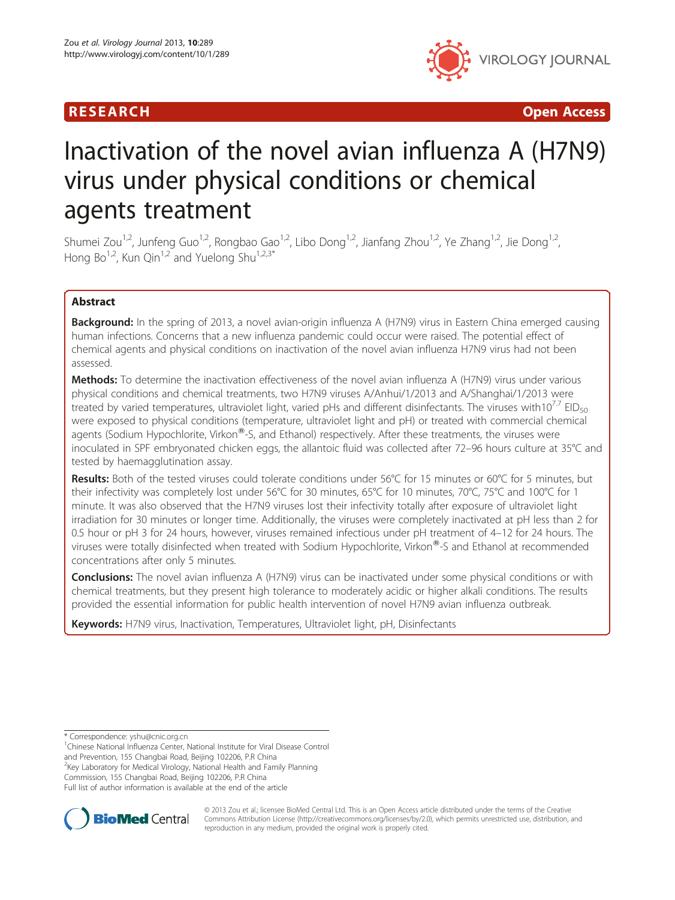RESEARCH Open Access

# Inactivation of the novel avian influenza A (H7N9) virus under physical conditions or chemical agents treatment

Shumei Zou[1,2], Junfeng Guo[1,2], Rongbao Gao[1,2], Libo Dong[1,2], Jianfang Zhou[1,2], Ye Zhang[1,2], Jie Dong[1,2], Hong Bo[1,2], Kun Qin[1,2] and Yuelong Shu[1,2,3*]

## Abstract

**Background:** In the spring of 2013, a novel avian-origin influenza A (H7N9) virus in Eastern China emerged causing human infections. Concerns that a new influenza pandemic could occur were raised. The potential effect of chemical agents and physical conditions on inactivation of the novel avian influenza H7N9 virus had not been assessed.

**Methods:** To determine the inactivation effectiveness of the novel avian influenza A (H7N9) virus under various physical conditions and chemical treatments, two H7N9 viruses A/Anhui/1/2013 and A/Shanghai/1/2013 were treated by varied temperatures, ultraviolet light, varied pHs and different disinfectants. The viruses with$10^{7.7}$ $EID_{50}$ were exposed to physical conditions (temperature, ultraviolet light and pH) or treated with commercial chemical agents (Sodium Hypochlorite, Virkon®-S, and Ethanol) respectively. After these treatments, the viruses were inoculated in SPF embryonated chicken eggs, the allantoic fluid was collected after 72–96 hours culture at 35°C and tested by haemagglutination assay.

**Results:** Both of the tested viruses could tolerate conditions under 56°C for 15 minutes or 60°C for 5 minutes, but their infectivity was completely lost under 56°C for 30 minutes, 65°C for 10 minutes, 70°C, 75°C and 100°C for 1 minute. It was also observed that the H7N9 viruses lost their infectivity totally after exposure of ultraviolet light irradiation for 30 minutes or longer time. Additionally, the viruses were completely inactivated at pH less than 2 for 0.5 hour or pH 3 for 24 hours, however, viruses remained infectious under pH treatment of 4–12 for 24 hours. The viruses were totally disinfected when treated with Sodium Hypochlorite, Virkon®-S and Ethanol at recommended concentrations after only 5 minutes.

**Conclusions:** The novel avian influenza A (H7N9) virus can be inactivated under some physical conditions or with chemical treatments, but they present high tolerance to moderately acidic or higher alkali conditions. The results provided the essential information for public health intervention of novel H7N9 avian influenza outbreak.

**Keywords:** H7N9 virus, Inactivation, Temperatures, Ultraviolet light, pH, Disinfectants

\* Correspondence: yshu@cnic.org.cn
[1]Chinese National Influenza Center, National Institute for Viral Disease Control and Prevention, 155 Changbai Road, Beijing 102206, P.R China
[2]Key Laboratory for Medical Virology, National Health and Family Planning Commission, 155 Changbai Road, Beijing 102206, P.R China
Full list of author information is available at the end of the article

© 2013 Zou et al.; licensee BioMed Central Ltd. This is an Open Access article distributed under the terms of the Creative Commons Attribution License (http://creativecommons.org/licenses/by/2.0), which permits unrestricted use, distribution, and reproduction in any medium, provided the original work is properly cited.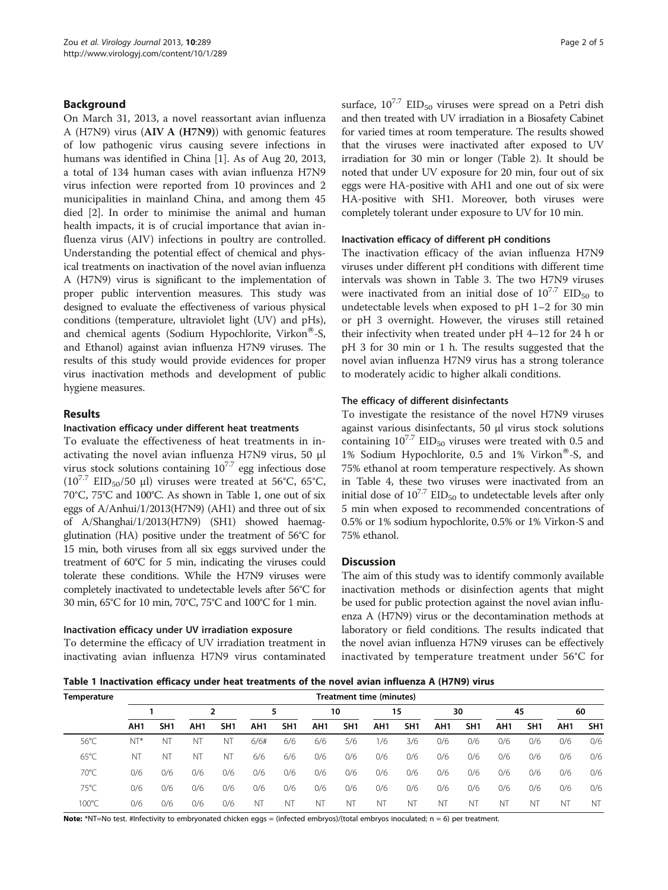## Background

On March 31, 2013, a novel reassortant avian influenza A (H7N9) virus (**AIV A (H7N9)**) with genomic features of low pathogenic virus causing severe infections in humans was identified in China [1]. As of Aug 20, 2013, a total of 134 human cases with avian influenza H7N9 virus infection were reported from 10 provinces and 2 municipalities in mainland China, and among them 45 died [2]. In order to minimise the animal and human health impacts, it is of crucial importance that avian influenza virus (AIV) infections in poultry are controlled. Understanding the potential effect of chemical and physical treatments on inactivation of the novel avian influenza A (H7N9) virus is significant to the implementation of proper public intervention measures. This study was designed to evaluate the effectiveness of various physical conditions (temperature, ultraviolet light (UV) and pHs), and chemical agents (Sodium Hypochlorite, Virkon®-S, and Ethanol) against avian influenza H7N9 viruses. The results of this study would provide evidences for proper virus inactivation methods and development of public hygiene measures.

## Results

### Inactivation efficacy under different heat treatments

To evaluate the effectiveness of heat treatments in inactivating the novel avian influenza H7N9 virus, 50 μl virus stock solutions containing $10^{7.7}$ egg infectious dose ($10^{7.7}$ $EID_{50}$/50 μl) viruses were treated at 56°C, 65°C, 70°C, 75°C and 100°C. As shown in Table 1, one out of six eggs of A/Anhui/1/2013(H7N9) (AH1) and three out of six of A/Shanghai/1/2013(H7N9) (SH1) showed haemagglutination (HA) positive under the treatment of 56°C for 15 min, both viruses from all six eggs survived under the treatment of 60°C for 5 min, indicating the viruses could tolerate these conditions. While the H7N9 viruses were completely inactivated to undetectable levels after 56°C for 30 min, 65°C for 10 min, 70°C, 75°C and 100°C for 1 min.

### Inactivation efficacy under UV irradiation exposure

To determine the efficacy of UV irradiation treatment in inactivating avian influenza H7N9 virus contaminated surface, $10^{7.7}$ $EID_{50}$ viruses were spread on a Petri dish and then treated with UV irradiation in a Biosafety Cabinet for varied times at room temperature. The results showed that the viruses were inactivated after exposed to UV irradiation for 30 min or longer (Table 2). It should be noted that under UV exposure for 20 min, four out of six eggs were HA-positive with AH1 and one out of six were HA-positive with SH1. Moreover, both viruses were completely tolerant under exposure to UV for 10 min.

### Inactivation efficacy of different pH conditions

The inactivation efficacy of the avian influenza H7N9 viruses under different pH conditions with different time intervals was shown in Table 3. The two H7N9 viruses were inactivated from an initial dose of $10^{7.7}$ $EID_{50}$ to undetectable levels when exposed to pH 1–2 for 30 min or pH 3 overnight. However, the viruses still retained their infectivity when treated under pH 4–12 for 24 h or pH 3 for 30 min or 1 h. The results suggested that the novel avian influenza H7N9 virus has a strong tolerance to moderately acidic to higher alkali conditions.

### The efficacy of different disinfectants

To investigate the resistance of the novel H7N9 viruses against various disinfectants, 50 μl virus stock solutions containing $10^{7.7}$ $EID_{50}$ viruses were treated with 0.5 and 1% Sodium Hypochlorite, 0.5 and 1% Virkon®-S, and 75% ethanol at room temperature respectively. As shown in Table 4, these two viruses were inactivated from an initial dose of $10^{7.7}$ $EID_{50}$ to undetectable levels after only 5 min when exposed to recommended concentrations of 0.5% or 1% sodium hypochlorite, 0.5% or 1% Virkon-S and 75% ethanol.

## Discussion

The aim of this study was to identify commonly available inactivation methods or disinfection agents that might be used for public protection against the novel avian influenza A (H7N9) virus or the decontamination methods at laboratory or field conditions. The results indicated that the novel avian influenza H7N9 viruses can be effectively inactivated by temperature treatment under 56°C for

**Table 1 Inactivation efficacy under heat treatments of the novel avian influenza A (H7N9) virus**

| Temperature | Treatment time (minutes) | | | | | | | | | | | | | | | |
|---|---|---|---|---|---|---|---|---|---|---|---|---|---|---|---|---|
| | 1 | | 2 | | 5 | | 10 | | 15 | | 30 | | 45 | | 60 | |
| | AH1 | SH1 | AH1 | SH1 | AH1 | SH1 | AH1 | SH1 | AH1 | SH1 | AH1 | SH1 | AH1 | SH1 | AH1 | SH1 |
| 56°C | NT* | NT | NT | NT | 6/6# | 6/6 | 6/6 | 5/6 | 1/6 | 3/6 | 0/6 | 0/6 | 0/6 | 0/6 | 0/6 | 0/6 |
| 65°C | NT | NT | NT | NT | 6/6 | 6/6 | 0/6 | 0/6 | 0/6 | 0/6 | 0/6 | 0/6 | 0/6 | 0/6 | 0/6 | 0/6 |
| 70°C | 0/6 | 0/6 | 0/6 | 0/6 | 0/6 | 0/6 | 0/6 | 0/6 | 0/6 | 0/6 | 0/6 | 0/6 | 0/6 | 0/6 | 0/6 | 0/6 |
| 75°C | 0/6 | 0/6 | 0/6 | 0/6 | 0/6 | 0/6 | 0/6 | 0/6 | 0/6 | 0/6 | 0/6 | 0/6 | 0/6 | 0/6 | 0/6 | 0/6 |
| 100°C | 0/6 | 0/6 | 0/6 | 0/6 | NT | NT | NT | NT | NT | NT | NT | NT | NT | NT | NT | NT |

**Note:** *NT=No test. #Infectivity to embryonated chicken eggs = (infected embryos)/(total embryos inoculated; n = 6) per treatment.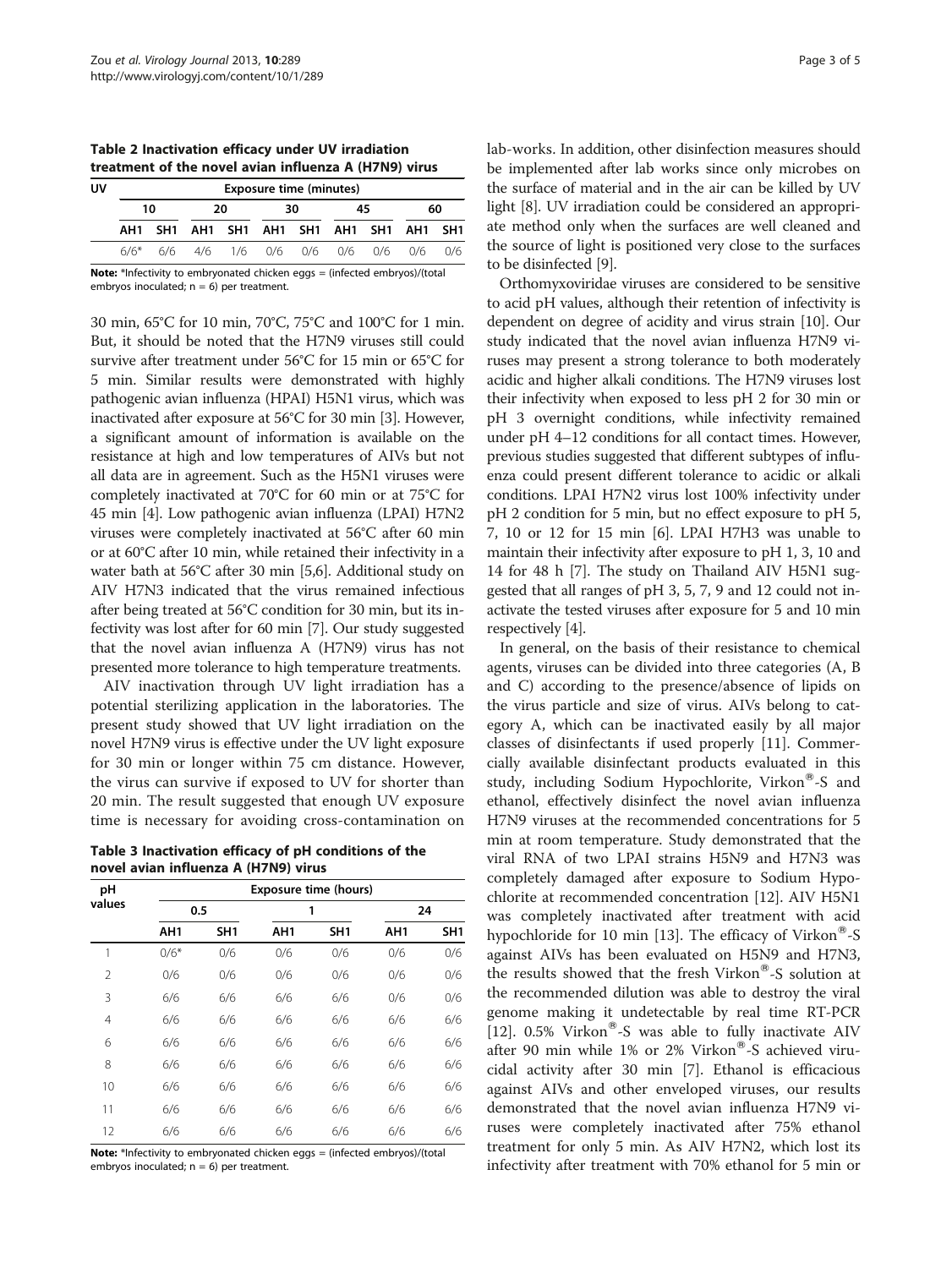**Table 2 Inactivation efficacy under UV irradiation treatment of the novel avian influenza A (H7N9) virus**

| UV | Exposure time (minutes) | | | | | | | | | |
|---|---|---|---|---|---|---|---|---|---|---|
| | 10 | | 20 | | 30 | | 45 | | 60 | |
| | AH1 | SH1 | AH1 | SH1 | AH1 | SH1 | AH1 | SH1 | AH1 | SH1 |
| | 6/6* | 6/6 | 4/6 | 1/6 | 0/6 | 0/6 | 0/6 | 0/6 | 0/6 | 0/6 |

**Note:** *Infectivity to embryonated chicken eggs = (infected embryos)/(total embryos inoculated; n = 6) per treatment.

30 min, 65°C for 10 min, 70°C, 75°C and 100°C for 1 min. But, it should be noted that the H7N9 viruses still could survive after treatment under 56°C for 15 min or 65°C for 5 min. Similar results were demonstrated with highly pathogenic avian influenza (HPAI) H5N1 virus, which was inactivated after exposure at 56°C for 30 min [3]. However, a significant amount of information is available on the resistance at high and low temperatures of AIVs but not all data are in agreement. Such as the H5N1 viruses were completely inactivated at 70°C for 60 min or at 75°C for 45 min [4]. Low pathogenic avian influenza (LPAI) H7N2 viruses were completely inactivated at 56°C after 60 min or at 60°C after 10 min, while retained their infectivity in a water bath at 56°C after 30 min [5,6]. Additional study on AIV H7N3 indicated that the virus remained infectious after being treated at 56°C condition for 30 min, but its infectivity was lost after for 60 min [7]. Our study suggested that the novel avian influenza A (H7N9) virus has not presented more tolerance to high temperature treatments.

AIV inactivation through UV light irradiation has a potential sterilizing application in the laboratories. The present study showed that UV light irradiation on the novel H7N9 virus is effective under the UV light exposure for 30 min or longer within 75 cm distance. However, the virus can survive if exposed to UV for shorter than 20 min. The result suggested that enough UV exposure time is necessary for avoiding cross-contamination on lab-works. In addition, other disinfection measures should be implemented after lab works since only microbes on the surface of material and in the air can be killed by UV light [8]. UV irradiation could be considered an appropriate method only when the surfaces are well cleaned and the source of light is positioned very close to the surfaces to be disinfected [9].

**Table 3 Inactivation efficacy of pH conditions of the novel avian influenza A (H7N9) virus**

| pH values | Exposure time (hours) | | | | | |
|---|---|---|---|---|---|---|
| | 0.5 | | 1 | | 24 | |
| | AH1 | SH1 | AH1 | SH1 | AH1 | SH1 |
| 1 | 0/6* | 0/6 | 0/6 | 0/6 | 0/6 | 0/6 |
| 2 | 0/6 | 0/6 | 0/6 | 0/6 | 0/6 | 0/6 |
| 3 | 6/6 | 6/6 | 6/6 | 6/6 | 0/6 | 0/6 |
| 4 | 6/6 | 6/6 | 6/6 | 6/6 | 6/6 | 6/6 |
| 6 | 6/6 | 6/6 | 6/6 | 6/6 | 6/6 | 6/6 |
| 8 | 6/6 | 6/6 | 6/6 | 6/6 | 6/6 | 6/6 |
| 10 | 6/6 | 6/6 | 6/6 | 6/6 | 6/6 | 6/6 |
| 11 | 6/6 | 6/6 | 6/6 | 6/6 | 6/6 | 6/6 |
| 12 | 6/6 | 6/6 | 6/6 | 6/6 | 6/6 | 6/6 |

**Note:** *Infectivity to embryonated chicken eggs = (infected embryos)/(total embryos inoculated; n = 6) per treatment.

Orthomyxoviridae viruses are considered to be sensitive to acid pH values, although their retention of infectivity is dependent on degree of acidity and virus strain [10]. Our study indicated that the novel avian influenza H7N9 viruses may present a strong tolerance to both moderately acidic and higher alkali conditions. The H7N9 viruses lost their infectivity when exposed to less pH 2 for 30 min or pH 3 overnight conditions, while infectivity remained under pH 4–12 conditions for all contact times. However, previous studies suggested that different subtypes of influenza could present different tolerance to acidic or alkali conditions. LPAI H7N2 virus lost 100% infectivity under pH 2 condition for 5 min, but no effect exposure to pH 5, 7, 10 or 12 for 15 min [6]. LPAI H7H3 was unable to maintain their infectivity after exposure to pH 1, 3, 10 and 14 for 48 h [7]. The study on Thailand AIV H5N1 suggested that all ranges of pH 3, 5, 7, 9 and 12 could not inactivate the tested viruses after exposure for 5 and 10 min respectively [4].

In general, on the basis of their resistance to chemical agents, viruses can be divided into three categories (A, B and C) according to the presence/absence of lipids on the virus particle and size of virus. AIVs belong to category A, which can be inactivated easily by all major classes of disinfectants if used properly [11]. Commercially available disinfectant products evaluated in this study, including Sodium Hypochlorite, Virkon®-S and ethanol, effectively disinfect the novel avian influenza H7N9 viruses at the recommended concentrations for 5 min at room temperature. Study demonstrated that the viral RNA of two LPAI strains H5N9 and H7N3 was completely damaged after exposure to Sodium Hypochlorite at recommended concentration [12]. AIV H5N1 was completely inactivated after treatment with acid hypochloride for 10 min [13]. The efficacy of Virkon®-S against AIVs has been evaluated on H5N9 and H7N3, the results showed that the fresh Virkon®-S solution at the recommended dilution was able to destroy the viral genome making it undetectable by real time RT-PCR [12]. 0.5% Virkon®-S was able to fully inactivate AIV after 90 min while 1% or 2% Virkon®-S achieved virucidal activity after 30 min [7]. Ethanol is efficacious against AIVs and other enveloped viruses, our results demonstrated that the novel avian influenza H7N9 viruses were completely inactivated after 75% ethanol treatment for only 5 min. As AIV H7N2, which lost its infectivity after treatment with 70% ethanol for 5 min or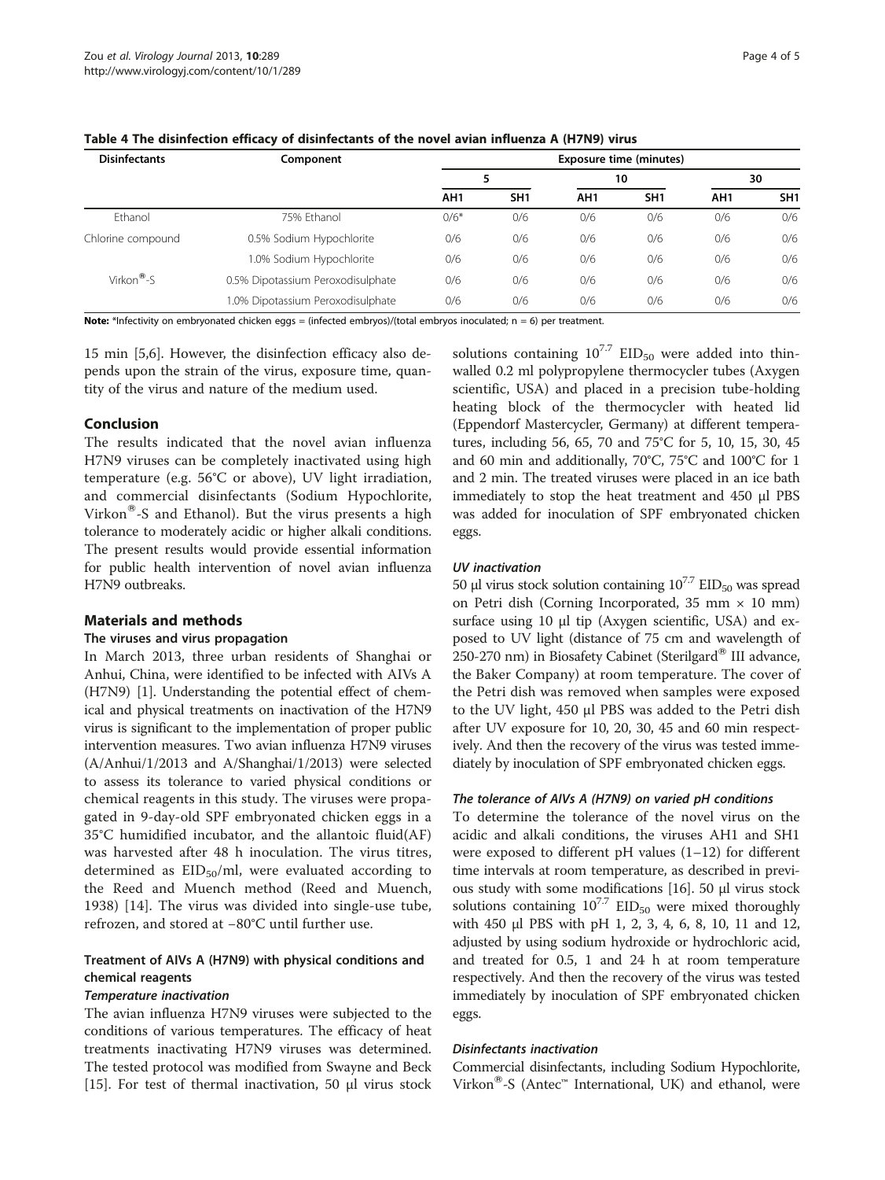**Table 4 The disinfection efficacy of disinfectants of the novel avian influenza A (H7N9) virus**

| Disinfectants | Component | Exposure time (minutes) | | | | | |
|---|---|---|---|---|---|---|---|
| | | 5 | | 10 | | 30 | |
| | | AH1 | SH1 | AH1 | SH1 | AH1 | SH1 |
| Ethanol | 75% Ethanol | 0/6* | 0/6 | 0/6 | 0/6 | 0/6 | 0/6 |
| Chlorine compound | 0.5% Sodium Hypochlorite | 0/6 | 0/6 | 0/6 | 0/6 | 0/6 | 0/6 |
| | 1.0% Sodium Hypochlorite | 0/6 | 0/6 | 0/6 | 0/6 | 0/6 | 0/6 |
| Virkon®-S | 0.5% Dipotassium Peroxodisulphate | 0/6 | 0/6 | 0/6 | 0/6 | 0/6 | 0/6 |
| | 1.0% Dipotassium Peroxodisulphate | 0/6 | 0/6 | 0/6 | 0/6 | 0/6 | 0/6 |

**Note:** *Infectivity on embryonated chicken eggs = (infected embryos)/(total embryos inoculated; n = 6) per treatment.

15 min [5,6]. However, the disinfection efficacy also depends upon the strain of the virus, exposure time, quantity of the virus and nature of the medium used.

## Conclusion

The results indicated that the novel avian influenza H7N9 viruses can be completely inactivated using high temperature (e.g. 56°C or above), UV light irradiation, and commercial disinfectants (Sodium Hypochlorite, Virkon®-S and Ethanol). But the virus presents a high tolerance to moderately acidic or higher alkali conditions. The present results would provide essential information for public health intervention of novel avian influenza H7N9 outbreaks.

## Materials and methods

### The viruses and virus propagation

In March 2013, three urban residents of Shanghai or Anhui, China, were identified to be infected with AIVs A (H7N9) [1]. Understanding the potential effect of chemical and physical treatments on inactivation of the H7N9 virus is significant to the implementation of proper public intervention measures. Two avian influenza H7N9 viruses (A/Anhui/1/2013 and A/Shanghai/1/2013) were selected to assess its tolerance to varied physical conditions or chemical reagents in this study. The viruses were propagated in 9-day-old SPF embryonated chicken eggs in a 35°C humidified incubator, and the allantoic fluid(AF) was harvested after 48 h inoculation. The virus titres, determined as $EID_{50}$/ml, were evaluated according to the Reed and Muench method (Reed and Muench, 1938) [14]. The virus was divided into single-use tube, refrozen, and stored at −80°C until further use.

### Treatment of AIVs A (H7N9) with physical conditions and chemical reagents

#### *Temperature inactivation*

The avian influenza H7N9 viruses were subjected to the conditions of various temperatures. The efficacy of heat treatments inactivating H7N9 viruses was determined. The tested protocol was modified from Swayne and Beck [15]. For test of thermal inactivation, 50 μl virus stock solutions containing $10^{7.7}$ $EID_{50}$ were added into thin-walled 0.2 ml polypropylene thermocycler tubes (Axygen scientific, USA) and placed in a precision tube-holding heating block of the thermocycler with heated lid (Eppendorf Mastercycler, Germany) at different temperatures, including 56, 65, 70 and 75°C for 5, 10, 15, 30, 45 and 60 min and additionally, 70°C, 75°C and 100°C for 1 and 2 min. The treated viruses were placed in an ice bath immediately to stop the heat treatment and 450 μl PBS was added for inoculation of SPF embryonated chicken eggs.

#### *UV inactivation*

50 μl virus stock solution containing $10^{7.7}$ $EID_{50}$ was spread on Petri dish (Corning Incorporated, 35 mm × 10 mm) surface using 10 μl tip (Axygen scientific, USA) and exposed to UV light (distance of 75 cm and wavelength of 250-270 nm) in Biosafety Cabinet (Sterilgard® III advance, the Baker Company) at room temperature. The cover of the Petri dish was removed when samples were exposed to the UV light, 450 μl PBS was added to the Petri dish after UV exposure for 10, 20, 30, 45 and 60 min respectively. And then the recovery of the virus was tested immediately by inoculation of SPF embryonated chicken eggs.

#### *The tolerance of AIVs A (H7N9) on varied pH conditions*

To determine the tolerance of the novel virus on the acidic and alkali conditions, the viruses AH1 and SH1 were exposed to different pH values (1–12) for different time intervals at room temperature, as described in previous study with some modifications [16]. 50 μl virus stock solutions containing $10^{7.7}$ $EID_{50}$ were mixed thoroughly with 450 μl PBS with pH 1, 2, 3, 4, 6, 8, 10, 11 and 12, adjusted by using sodium hydroxide or hydrochloric acid, and treated for 0.5, 1 and 24 h at room temperature respectively. And then the recovery of the virus was tested immediately by inoculation of SPF embryonated chicken eggs.

#### *Disinfectants inactivation*

Commercial disinfectants, including Sodium Hypochlorite, Virkon®-S (Antec™ International, UK) and ethanol, were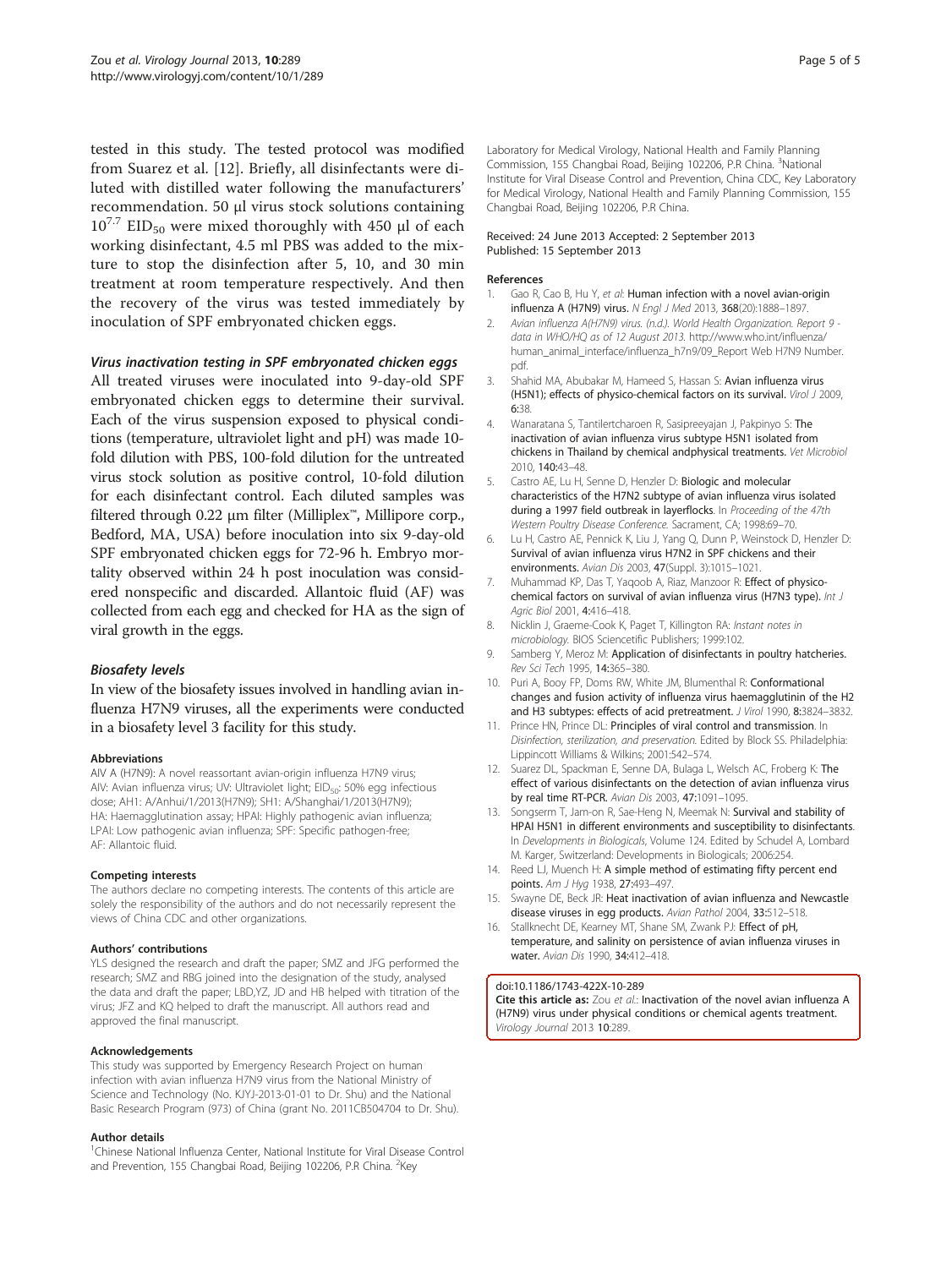tested in this study. The tested protocol was modified from Suarez et al. [12]. Briefly, all disinfectants were diluted with distilled water following the manufacturers' recommendation. 50 μl virus stock solutions containing $10^{7.7}$ $EID_{50}$ were mixed thoroughly with 450 μl of each working disinfectant, 4.5 ml PBS was added to the mixture to stop the disinfection after 5, 10, and 30 min treatment at room temperature respectively. And then the recovery of the virus was tested immediately by inoculation of SPF embryonated chicken eggs.

### *Virus inactivation testing in SPF embryonated chicken eggs*

All treated viruses were inoculated into 9-day-old SPF embryonated chicken eggs to determine their survival. Each of the virus suspension exposed to physical conditions (temperature, ultraviolet light and pH) was made 10-fold dilution with PBS, 100-fold dilution for the untreated virus stock solution as positive control, 10-fold dilution for each disinfectant control. Each diluted samples was filtered through 0.22 μm filter (Milliplex™, Millipore corp., Bedford, MA, USA) before inoculation into six 9-day-old SPF embryonated chicken eggs for 72-96 h. Embryo mortality observed within 24 h post inoculation was considered nonspecific and discarded. Allantoic fluid (AF) was collected from each egg and checked for HA as the sign of viral growth in the eggs.

### *Biosafety levels*

In view of the biosafety issues involved in handling avian influenza H7N9 viruses, all the experiments were conducted in a biosafety level 3 facility for this study.

#### Abbreviations

AIV A (H7N9): A novel reassortant avian-origin influenza H7N9 virus; AIV: Avian influenza virus; UV: Ultraviolet light; $EID_{50}$: 50% egg infectious dose; AH1: A/Anhui/1/2013(H7N9); SH1: A/Shanghai/1/2013(H7N9); HA: Haemagglutination assay; HPAI: Highly pathogenic avian influenza; LPAI: Low pathogenic avian influenza; SPF: Specific pathogen-free; AF: Allantoic fluid.

#### Competing interests

The authors declare no competing interests. The contents of this article are solely the responsibility of the authors and do not necessarily represent the views of China CDC and other organizations.

#### Authors' contributions

YLS designed the research and draft the paper; SMZ and JFG performed the research; SMZ and RBG joined into the designation of the study, analysed the data and draft the paper; LBD,YZ, JD and HB helped with titration of the virus; JFZ and KQ helped to draft the manuscript. All authors read and approved the final manuscript.

#### Acknowledgements

This study was supported by Emergency Research Project on human infection with avian influenza H7N9 virus from the National Ministry of Science and Technology (No. KJYJ-2013-01-01 to Dr. Shu) and the National Basic Research Program (973) of China (grant No. 2011CB504704 to Dr. Shu).

#### Author details

[1]Chinese National Influenza Center, National Institute for Viral Disease Control and Prevention, 155 Changbai Road, Beijing 102206, P.R China. [2]Key Laboratory for Medical Virology, National Health and Family Planning Commission, 155 Changbai Road, Beijing 102206, P.R China. [3]National Institute for Viral Disease Control and Prevention, China CDC, Key Laboratory for Medical Virology, National Health and Family Planning Commission, 155 Changbai Road, Beijing 102206, P.R China.

Received: 24 June 2013 Accepted: 2 September 2013
Published: 15 September 2013

#### References

1. Gao R, Cao B, Hu Y, *et al*: **Human infection with a novel avian-origin influenza A (H7N9) virus.** *N Engl J Med* 2013, **368**(20):1888–1897.
2. *Avian influenza A(H7N9) virus. (n.d.). World Health Organization. Report 9 - data in WHO/HQ as of 12 August 2013.* http://www.who.int/influenza/human_animal_interface/influenza_h7n9/09_Report Web H7N9 Number.pdf.
3. Shahid MA, Abubakar M, Hameed S, Hassan S: **Avian influenza virus (H5N1); effects of physico-chemical factors on its survival.** *Virol J* 2009, **6**:38.
4. Wanaratana S, Tantilertcharoen R, Sasipreeyajan J, Pakpinyo S: **The inactivation of avian influenza virus subtype H5N1 isolated from chickens in Thailand by chemical andphysical treatments.** *Vet Microbiol* 2010, **140**:43–48.
5. Castro AE, Lu H, Senne D, Henzler D: **Biologic and molecular characteristics of the H7N2 subtype of avian influenza virus isolated during a 1997 field outbreak in layerflocks.** In *Proceeding of the 47th Western Poultry Disease Conference.* Sacrament, CA; 1998:69–70.
6. Lu H, Castro AE, Pennick K, Liu J, Yang Q, Dunn P, Weinstock D, Henzler D: **Survival of avian influenza virus H7N2 in SPF chickens and their environments.** *Avian Dis* 2003, **47**(Suppl. 3):1015–1021.
7. Muhammad KP, Das T, Yaqoob A, Riaz, Manzoor R: **Effect of physico-chemical factors on survival of avian influenza virus (H7N3 type).** *Int J Agric Biol* 2001, **4**:416–418.
8. Nicklin J, Graeme-Cook K, Paget T, Killington RA: *Instant notes in microbiology.* BIOS Sciencetific Publishers; 1999:102.
9. Samberg Y, Meroz M: **Application of disinfectants in poultry hatcheries.** *Rev Sci Tech* 1995, **14**:365–380.
10. Puri A, Booy FP, Doms RW, White JM, Blumenthal R: **Conformational changes and fusion activity of influenza virus haemagglutinin of the H2 and H3 subtypes: effects of acid pretreatment.** *J Virol* 1990, **8**:3824–3832.
11. Prince HN, Prince DL: **Principles of viral control and transmission.** In *Disinfection, sterilization, and preservation.* Edited by Block SS. Philadelphia: Lippincott Williams & Wilkins; 2001:542–574.
12. Suarez DL, Spackman E, Senne DA, Bulaga L, Welsch AC, Froberg K: **The effect of various disinfectants on the detection of avian influenza virus by real time RT-PCR.** *Avian Dis* 2003, **47**:1091–1095.
13. Songserm T, Jam-on R, Sae-Heng N, Meemak N: **Survival and stability of HPAI H5N1 in different environments and susceptibility to disinfectants.** In *Developments in Biologicals*, Volume 124. Edited by Schudel A, Lombard M. Karger, Switzerland: Developments in Biologicals; 2006:254.
14. Reed LJ, Muench H: **A simple method of estimating fifty percent end points.** *Am J Hyg* 1938, **27**:493–497.
15. Swayne DE, Beck JR: **Heat inactivation of avian influenza and Newcastle disease viruses in egg products.** *Avian Pathol* 2004, **33**:512–518.
16. Stallknecht DE, Kearney MT, Shane SM, Zwank PJ: **Effect of pH, temperature, and salinity on persistence of avian influenza viruses in water.** *Avian Dis* 1990, **34**:412–418.

doi:10.1186/1743-422X-10-289
**Cite this article as:** Zou *et al.*: Inactivation of the novel avian influenza A (H7N9) virus under physical conditions or chemical agents treatment. *Virology Journal* 2013 **10**:289.